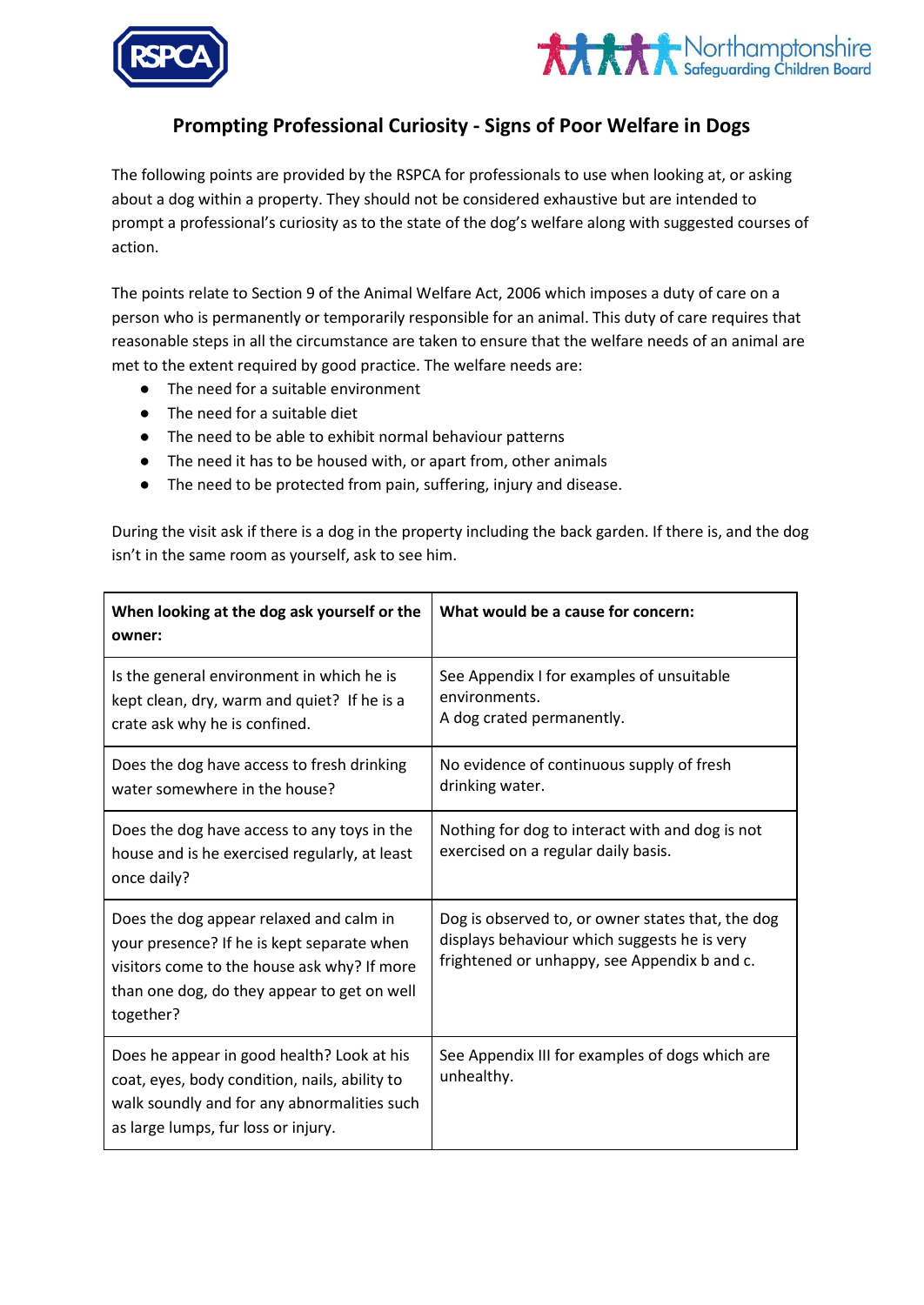## Prompting Professional Curiosity - Signs of Poor Welfare in Dogs

The following points are provided by the RSPCA for professionals to use when looking at, or asking about a dog within a property. They should not be considered exhaustive but are intended to prompt a professional's curiosity as to the state of the dog's welfare along with suggested courses of action.

The points relate to Section 9 of the Animal Welfare Act, 2006 which imposes a duty of care on a person who is permanently or temporarily responsible for an animal. This duty of care requires that reasonable steps in all the circumstance are taken to ensure that the welfare needs of an animal are met to the extent required by good practice. The welfare needs are:

- The need for a suitable environment
- The need for a suitable diet
- The need to be able to exhibit normal behaviour patterns
- The need it has to be housed with, or apart from, other animals
- The need to be protected from pain, suffering, injury and disease.

During the visit ask if there is a dog in the property including the back garden. If there is, and the dog isn't in the same room as yourself, ask to see him.

| When looking at the dog ask yourself or the owner: | What would be a cause for concern: |
|---|---|
| Is the general environment in which he is kept clean, dry, warm and quiet? If he is a crate ask why he is confined. | See Appendix I for examples of unsuitable environments.<br>A dog crated permanently. |
| Does the dog have access to fresh drinking water somewhere in the house? | No evidence of continuous supply of fresh drinking water. |
| Does the dog have access to any toys in the house and is he exercised regularly, at least once daily? | Nothing for dog to interact with and dog is not exercised on a regular daily basis. |
| Does the dog appear relaxed and calm in your presence? If he is kept separate when visitors come to the house ask why? If more than one dog, do they appear to get on well together? | Dog is observed to, or owner states that, the dog displays behaviour which suggests he is very frightened or unhappy, see Appendix b and c. |
| Does he appear in good health? Look at his coat, eyes, body condition, nails, ability to walk soundly and for any abnormalities such as large lumps, fur loss or injury. | See Appendix III for examples of dogs which are unhealthy. |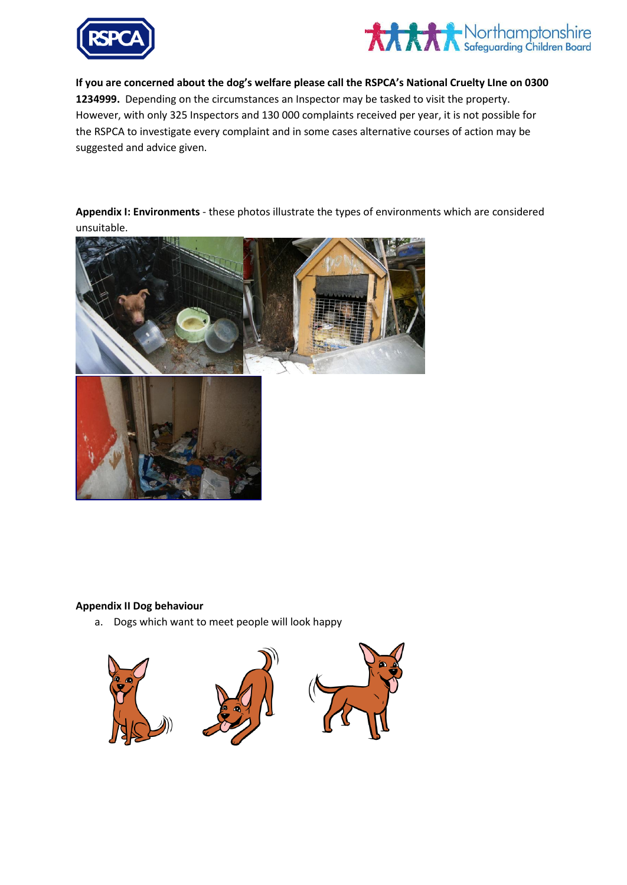**If you are concerned about the dog's welfare please call the RSPCA's National Cruelty LIne on 0300 1234999.** Depending on the circumstances an Inspector may be tasked to visit the property. However, with only 325 Inspectors and 130 000 complaints received per year, it is not possible for the RSPCA to investigate every complaint and in some cases alternative courses of action may be suggested and advice given.

**Appendix I: Environments** - these photos illustrate the types of environments which are considered unsuitable.

**Appendix II Dog behaviour**

a. Dogs which want to meet people will look happy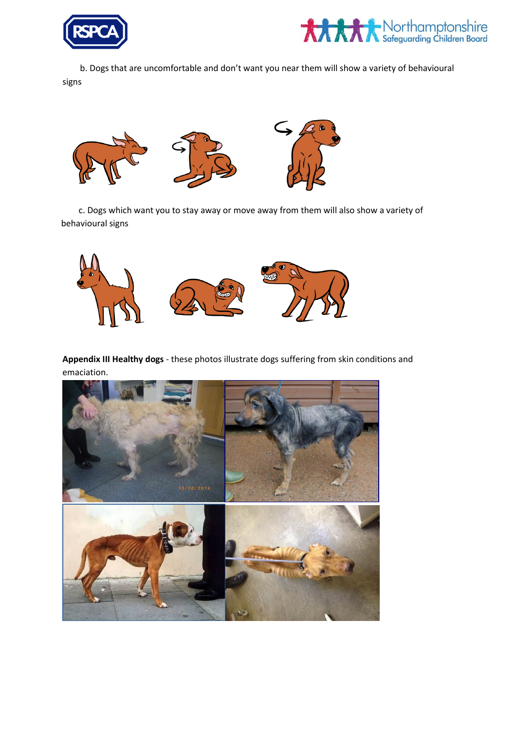b. Dogs that are uncomfortable and don't want you near them will show a variety of behavioural signs

c. Dogs which want you to stay away or move away from them will also show a variety of behavioural signs

**Appendix III Healthy dogs** - these photos illustrate dogs suffering from skin conditions and emaciation.